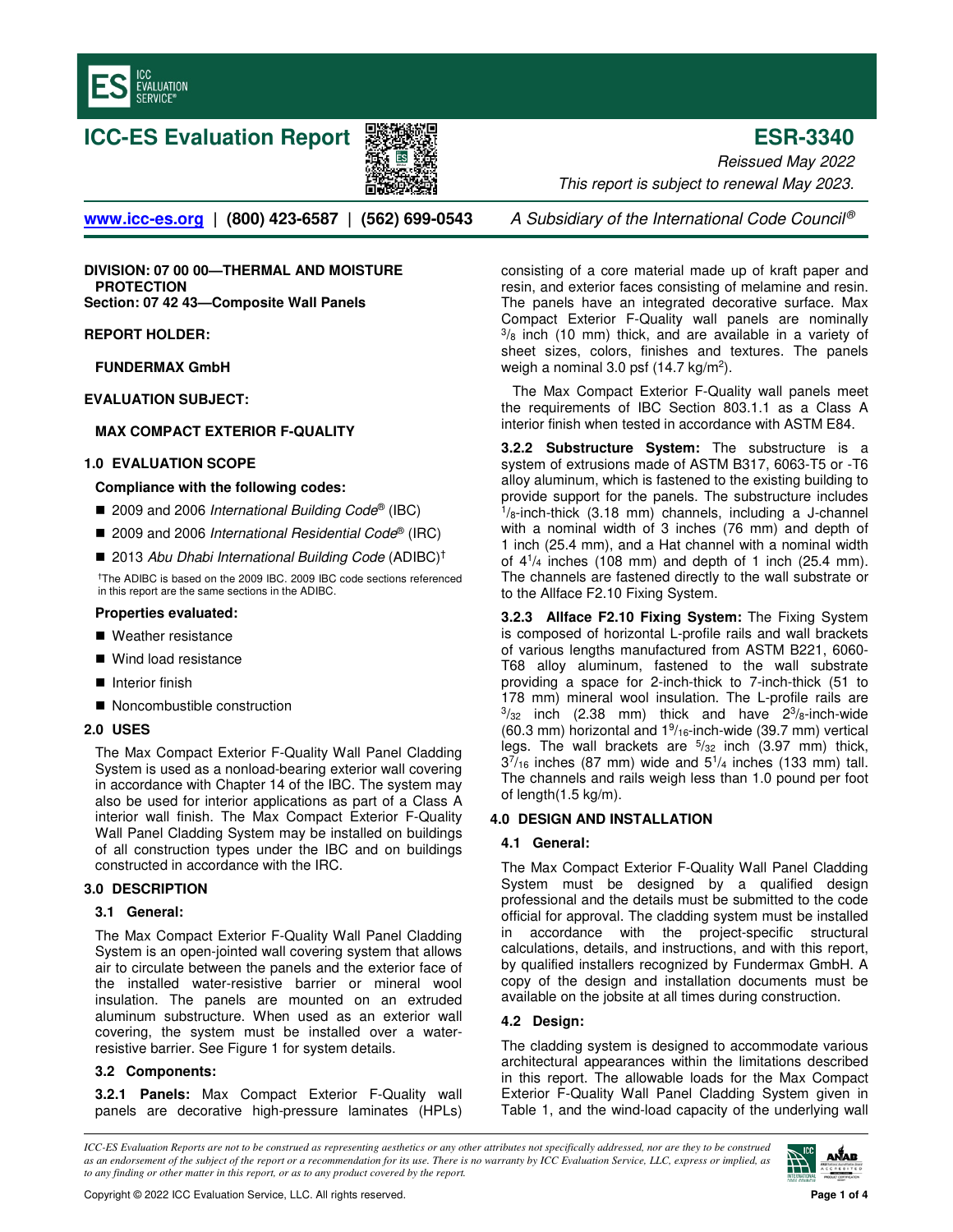# ICC-ES Evaluation Report

# ESR-3340

*Reissued May 2022*

*This report is subject to renewal May 2023.*

www.icc-es.org | (800) 423-6587 | (562) 699-0543 *A Subsidiary of the International Code Council®*

**DIVISION: 07 00 00—THERMAL AND MOISTURE PROTECTION**
**Section: 07 42 43—Composite Wall Panels**

**REPORT HOLDER:**

**FUNDERMAX GmbH**

**EVALUATION SUBJECT:**

**MAX COMPACT EXTERIOR F-QUALITY**

## 1.0 EVALUATION SCOPE

**Compliance with the following codes:**

- 2009 and 2006 *International Building Code®* (IBC)
- 2009 and 2006 *International Residential Code®* (IRC)
- 2013 *Abu Dhabi International Building Code* (ADIBC)†

†The ADIBC is based on the 2009 IBC. 2009 IBC code sections referenced in this report are the same sections in the ADIBC.

**Properties evaluated:**

- Weather resistance
- Wind load resistance
- Interior finish
- Noncombustible construction

## 2.0 USES

The Max Compact Exterior F-Quality Wall Panel Cladding System is used as a nonload-bearing exterior wall covering in accordance with Chapter 14 of the IBC. The system may also be used for interior applications as part of a Class A interior wall finish. The Max Compact Exterior F-Quality Wall Panel Cladding System may be installed on buildings of all construction types under the IBC and on buildings constructed in accordance with the IRC.

## 3.0 DESCRIPTION

### 3.1 General:

The Max Compact Exterior F-Quality Wall Panel Cladding System is an open-jointed wall covering system that allows air to circulate between the panels and the exterior face of the installed water-resistive barrier or mineral wool insulation. The panels are mounted on an extruded aluminum substructure. When used as an exterior wall covering, the system must be installed over a water-resistive barrier. See Figure 1 for system details.

### 3.2 Components:

**3.2.1 Panels:** Max Compact Exterior F-Quality wall panels are decorative high-pressure laminates (HPLs) consisting of a core material made up of kraft paper and resin, and exterior faces consisting of melamine and resin. The panels have an integrated decorative surface. Max Compact Exterior F-Quality wall panels are nominally $^3/_8$ inch (10 mm) thick, and are available in a variety of sheet sizes, colors, finishes and textures. The panels weigh a nominal 3.0 psf (14.7 kg/m²).

The Max Compact Exterior F-Quality wall panels meet the requirements of IBC Section 803.1.1 as a Class A interior finish when tested in accordance with ASTM E84.

**3.2.2 Substructure System:** The substructure is a system of extrusions made of ASTM B317, 6063-T5 or -T6 alloy aluminum, which is fastened to the existing building to provide support for the panels. The substructure includes $^1/_8$-inch-thick (3.18 mm) channels, including a J-channel with a nominal width of 3 inches (76 mm) and depth of 1 inch (25.4 mm), and a Hat channel with a nominal width of $4^1/_4$ inches (108 mm) and depth of 1 inch (25.4 mm). The channels are fastened directly to the wall substrate or to the Allface F2.10 Fixing System.

**3.2.3 Allface F2.10 Fixing System:** The Fixing System is composed of horizontal L-profile rails and wall brackets of various lengths manufactured from ASTM B221, 6060-T68 alloy aluminum, fastened to the wall substrate providing a space for 2-inch-thick to 7-inch-thick (51 to 178 mm) mineral wool insulation. The L-profile rails are $^3/_{32}$ inch (2.38 mm) thick and have $2^3/_8$-inch-wide (60.3 mm) horizontal and $1^9/_{16}$-inch-wide (39.7 mm) vertical legs. The wall brackets are $^5/_{32}$ inch (3.97 mm) thick, $3^7/_{16}$ inches (87 mm) wide and $5^1/_4$ inches (133 mm) tall. The channels and rails weigh less than 1.0 pound per foot of length(1.5 kg/m).

## 4.0 DESIGN AND INSTALLATION

### 4.1 General:

The Max Compact Exterior F-Quality Wall Panel Cladding System must be designed by a qualified design professional and the details must be submitted to the code official for approval. The cladding system must be installed in accordance with the project-specific structural calculations, details, and instructions, and with this report, by qualified installers recognized by Fundermax GmbH. A copy of the design and installation documents must be available on the jobsite at all times during construction.

### 4.2 Design:

The cladding system is designed to accommodate various architectural appearances within the limitations described in this report. The allowable loads for the Max Compact Exterior F-Quality Wall Panel Cladding System given in Table 1, and the wind-load capacity of the underlying wall

*ICC-ES Evaluation Reports are not to be construed as representing aesthetics or any other attributes not specifically addressed, nor are they to be construed as an endorsement of the subject of the report or a recommendation for its use. There is no warranty by ICC Evaluation Service, LLC, express or implied, as to any finding or other matter in this report, or as to any product covered by the report.*

Copyright © 2022 ICC Evaluation Service, LLC. All rights reserved.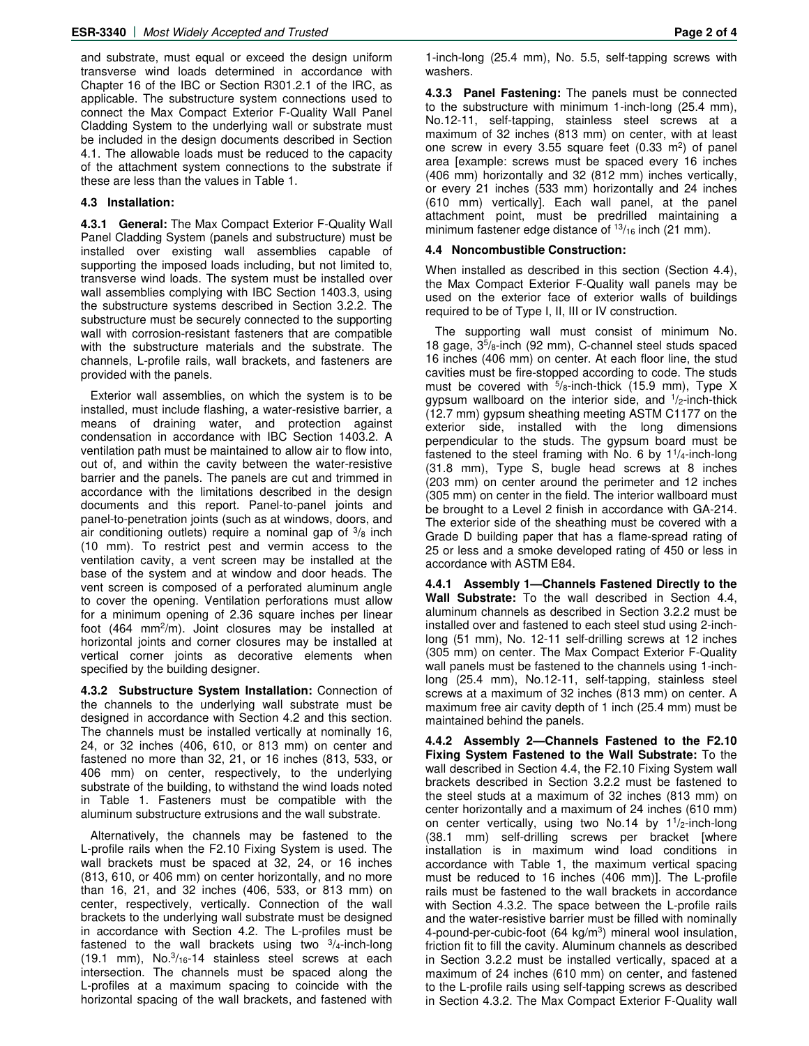and substrate, must equal or exceed the design uniform transverse wind loads determined in accordance with Chapter 16 of the IBC or Section R301.2.1 of the IRC, as applicable. The substructure system connections used to connect the Max Compact Exterior F-Quality Wall Panel Cladding System to the underlying wall or substrate must be included in the design documents described in Section 4.1. The allowable loads must be reduced to the capacity of the attachment system connections to the substrate if these are less than the values in Table 1.

### 4.3 Installation:

**4.3.1 General:** The Max Compact Exterior F-Quality Wall Panel Cladding System (panels and substructure) must be installed over existing wall assemblies capable of supporting the imposed loads including, but not limited to, transverse wind loads. The system must be installed over wall assemblies complying with IBC Section 1403.3, using the substructure systems described in Section 3.2.2. The substructure must be securely connected to the supporting wall with corrosion-resistant fasteners that are compatible with the substructure materials and the substrate. The channels, L-profile rails, wall brackets, and fasteners are provided with the panels.

Exterior wall assemblies, on which the system is to be installed, must include flashing, a water-resistive barrier, a means of draining water, and protection against condensation in accordance with IBC Section 1403.2. A ventilation path must be maintained to allow air to flow into, out of, and within the cavity between the water-resistive barrier and the panels. The panels are cut and trimmed in accordance with the limitations described in the design documents and this report. Panel-to-panel joints and panel-to-penetration joints (such as at windows, doors, and air conditioning outlets) require a nominal gap of $^{3}/_{8}$ inch (10 mm). To restrict pest and vermin access to the ventilation cavity, a vent screen may be installed at the base of the system and at window and door heads. The vent screen is composed of a perforated aluminum angle to cover the opening. Ventilation perforations must allow for a minimum opening of 2.36 square inches per linear foot (464 mm$^2$/m). Joint closures may be installed at horizontal joints and corner closures may be installed at vertical corner joints as decorative elements when specified by the building designer.

**4.3.2 Substructure System Installation:** Connection of the channels to the underlying wall substrate must be designed in accordance with Section 4.2 and this section. The channels must be installed vertically at nominally 16, 24, or 32 inches (406, 610, or 813 mm) on center and fastened no more than 32, 21, or 16 inches (813, 533, or 406 mm) on center, respectively, to the underlying substrate of the building, to withstand the wind loads noted in Table 1. Fasteners must be compatible with the aluminum substructure extrusions and the wall substrate.

Alternatively, the channels may be fastened to the L-profile rails when the F2.10 Fixing System is used. The wall brackets must be spaced at 32, 24, or 16 inches (813, 610, or 406 mm) on center horizontally, and no more than 16, 21, and 32 inches (406, 533, or 813 mm) on center, respectively, vertically. Connection of the wall brackets to the underlying wall substrate must be designed in accordance with Section 4.2. The L-profiles must be fastened to the wall brackets using two $^{3}/_{4}$-inch-long (19.1 mm), No.$^{3}/_{16}$-14 stainless steel screws at each intersection. The channels must be spaced along the L-profiles at a maximum spacing to coincide with the horizontal spacing of the wall brackets, and fastened with 1-inch-long (25.4 mm), No. 5.5, self-tapping screws with washers.

**4.3.3 Panel Fastening:** The panels must be connected to the substructure with minimum 1-inch-long (25.4 mm), No.12-11, self-tapping, stainless steel screws at a maximum of 32 inches (813 mm) on center, with at least one screw in every 3.55 square feet (0.33 m$^2$) of panel area [example: screws must be spaced every 16 inches (406 mm) horizontally and 32 (812 mm) inches vertically, or every 21 inches (533 mm) horizontally and 24 inches (610 mm) vertically]. Each wall panel, at the panel attachment point, must be predrilled maintaining a minimum fastener edge distance of $^{13}/_{16}$ inch (21 mm).

### 4.4 Noncombustible Construction:

When installed as described in this section (Section 4.4), the Max Compact Exterior F-Quality wall panels may be used on the exterior face of exterior walls of buildings required to be of Type I, II, III or IV construction.

The supporting wall must consist of minimum No. 18 gage, 3$^{5}/_{8}$-inch (92 mm), C-channel steel studs spaced 16 inches (406 mm) on center. At each floor line, the stud cavities must be fire-stopped according to code. The studs must be covered with $^{5}/_{8}$-inch-thick (15.9 mm), Type X gypsum wallboard on the interior side, and $^{1}/_{2}$-inch-thick (12.7 mm) gypsum sheathing meeting ASTM C1177 on the exterior side, installed with the long dimensions perpendicular to the studs. The gypsum board must be fastened to the steel framing with No. 6 by 1$^{1}/_{4}$-inch-long (31.8 mm), Type S, bugle head screws at 8 inches (203 mm) on center around the perimeter and 12 inches (305 mm) on center in the field. The interior wallboard must be brought to a Level 2 finish in accordance with GA-214. The exterior side of the sheathing must be covered with a Grade D building paper that has a flame-spread rating of 25 or less and a smoke developed rating of 450 or less in accordance with ASTM E84.

**4.4.1 Assembly 1—Channels Fastened Directly to the Wall Substrate:** To the wall described in Section 4.4, aluminum channels as described in Section 3.2.2 must be installed over and fastened to each steel stud using 2-inch-long (51 mm), No. 12-11 self-drilling screws at 12 inches (305 mm) on center. The Max Compact Exterior F-Quality wall panels must be fastened to the channels using 1-inch-long (25.4 mm), No.12-11, self-tapping, stainless steel screws at a maximum of 32 inches (813 mm) on center. A maximum free air cavity depth of 1 inch (25.4 mm) must be maintained behind the panels.

**4.4.2 Assembly 2—Channels Fastened to the F2.10 Fixing System Fastened to the Wall Substrate:** To the wall described in Section 4.4, the F2.10 Fixing System wall brackets described in Section 3.2.2 must be fastened to the steel studs at a maximum of 32 inches (813 mm) on center horizontally and a maximum of 24 inches (610 mm) on center vertically, using two No.14 by 1$^{1}/_{2}$-inch-long (38.1 mm) self-drilling screws per bracket [where installation is in maximum wind load conditions in accordance with Table 1, the maximum vertical spacing must be reduced to 16 inches (406 mm)]. The L-profile rails must be fastened to the wall brackets in accordance with Section 4.3.2. The space between the L-profile rails and the water-resistive barrier must be filled with nominally 4-pound-per-cubic-foot (64 kg/m$^3$) mineral wool insulation, friction fit to fill the cavity. Aluminum channels as described in Section 3.2.2 must be installed vertically, spaced at a maximum of 24 inches (610 mm) on center, and fastened to the L-profile rails using self-tapping screws as described in Section 4.3.2. The Max Compact Exterior F-Quality wall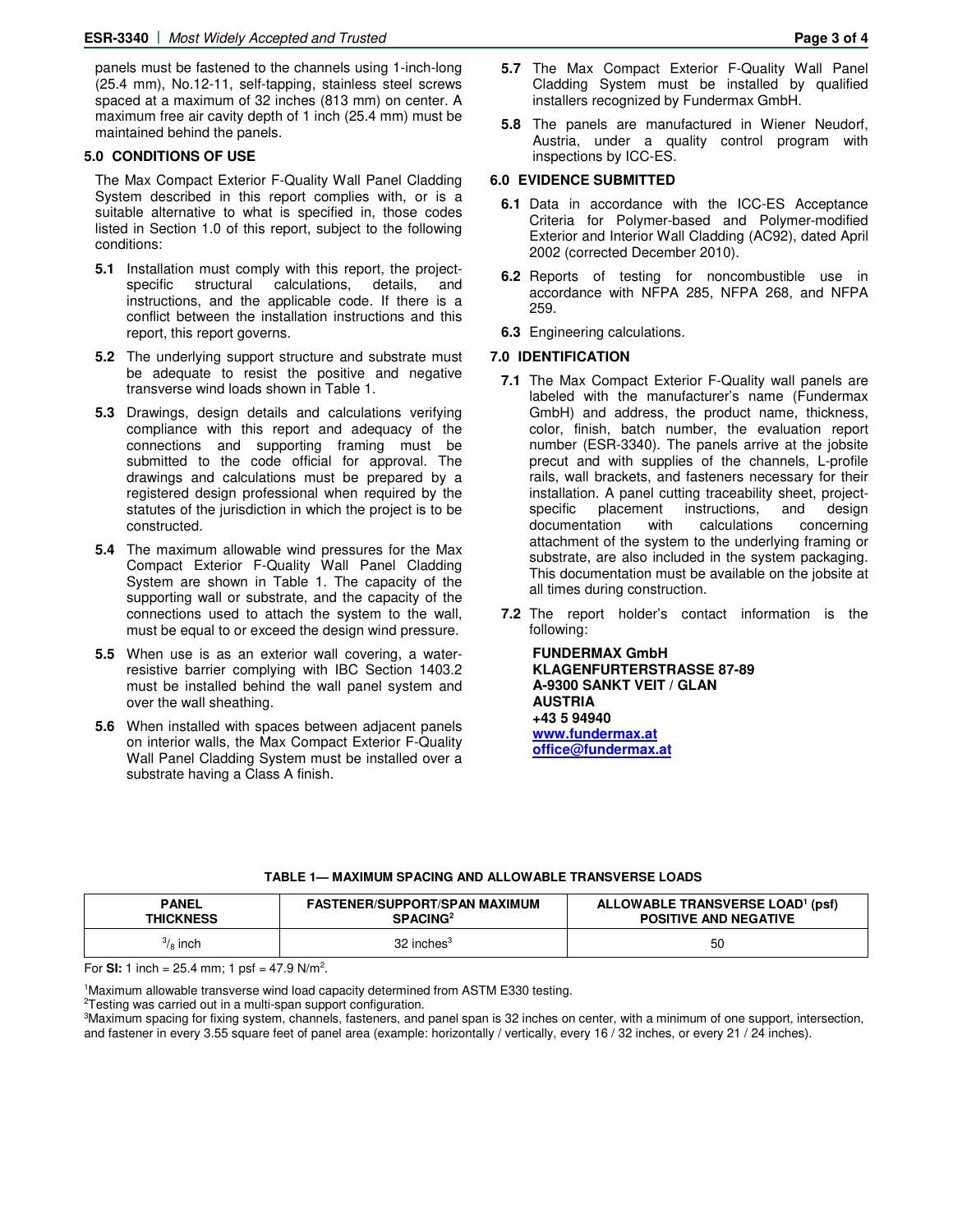panels must be fastened to the channels using 1-inch-long (25.4 mm), No.12-11, self-tapping, stainless steel screws spaced at a maximum of 32 inches (813 mm) on center. A maximum free air cavity depth of 1 inch (25.4 mm) must be maintained behind the panels.

## 5.0 CONDITIONS OF USE

The Max Compact Exterior F-Quality Wall Panel Cladding System described in this report complies with, or is a suitable alternative to what is specified in, those codes listed in Section 1.0 of this report, subject to the following conditions:

**5.1** Installation must comply with this report, the project-specific structural calculations, details, and instructions, and the applicable code. If there is a conflict between the installation instructions and this report, this report governs.

**5.2** The underlying support structure and substrate must be adequate to resist the positive and negative transverse wind loads shown in Table 1.

**5.3** Drawings, design details and calculations verifying compliance with this report and adequacy of the connections and supporting framing must be submitted to the code official for approval. The drawings and calculations must be prepared by a registered design professional when required by the statutes of the jurisdiction in which the project is to be constructed.

**5.4** The maximum allowable wind pressures for the Max Compact Exterior F-Quality Wall Panel Cladding System are shown in Table 1. The capacity of the supporting wall or substrate, and the capacity of the connections used to attach the system to the wall, must be equal to or exceed the design wind pressure.

**5.5** When use is as an exterior wall covering, a water-resistive barrier complying with IBC Section 1403.2 must be installed behind the wall panel system and over the wall sheathing.

**5.6** When installed with spaces between adjacent panels on interior walls, the Max Compact Exterior F-Quality Wall Panel Cladding System must be installed over a substrate having a Class A finish.

**5.7** The Max Compact Exterior F-Quality Wall Panel Cladding System must be installed by qualified installers recognized by Fundermax GmbH.

**5.8** The panels are manufactured in Wiener Neudorf, Austria, under a quality control program with inspections by ICC-ES.

## 6.0 EVIDENCE SUBMITTED

**6.1** Data in accordance with the ICC-ES Acceptance Criteria for Polymer-based and Polymer-modified Exterior and Interior Wall Cladding (AC92), dated April 2002 (corrected December 2010).

**6.2** Reports of testing for noncombustible use in accordance with NFPA 285, NFPA 268, and NFPA 259.

**6.3** Engineering calculations.

## 7.0 IDENTIFICATION

**7.1** The Max Compact Exterior F-Quality wall panels are labeled with the manufacturer's name (Fundermax GmbH) and address, the product name, thickness, color, finish, batch number, the evaluation report number (ESR-3340). The panels arrive at the jobsite precut and with supplies of the channels, L-profile rails, wall brackets, and fasteners necessary for their installation. A panel cutting traceability sheet, project-specific placement instructions, and design documentation with calculations concerning attachment of the system to the underlying framing or substrate, are also included in the system packaging. This documentation must be available on the jobsite at all times during construction.

**7.2** The report holder's contact information is the following:

**FUNDERMAX GmbH**
**KLAGENFURTERSTRASSE 87-89**
**A-9300 SANKT VEIT / GLAN**
**AUSTRIA**
**+43 5 94940**
**www.fundermax.at**
**office@fundermax.at**

**TABLE 1— MAXIMUM SPACING AND ALLOWABLE TRANSVERSE LOADS**

| PANEL THICKNESS | FASTENER/SUPPORT/SPAN MAXIMUM SPACING[2] | ALLOWABLE TRANSVERSE LOAD[1] (psf) POSITIVE AND NEGATIVE |
|---|---|---|
| $^{3}/_{8}$ inch | 32 inches[3] | 50 |

For **SI:** 1 inch = 25.4 mm; 1 psf = 47.9 N/m$^2$.

[1]Maximum allowable transverse wind load capacity determined from ASTM E330 testing.
[2]Testing was carried out in a multi-span support configuration.
[3]Maximum spacing for fixing system, channels, fasteners, and panel span is 32 inches on center, with a minimum of one support, intersection, and fastener in every 3.55 square feet of panel area (example: horizontally / vertically, every 16 / 32 inches, or every 21 / 24 inches).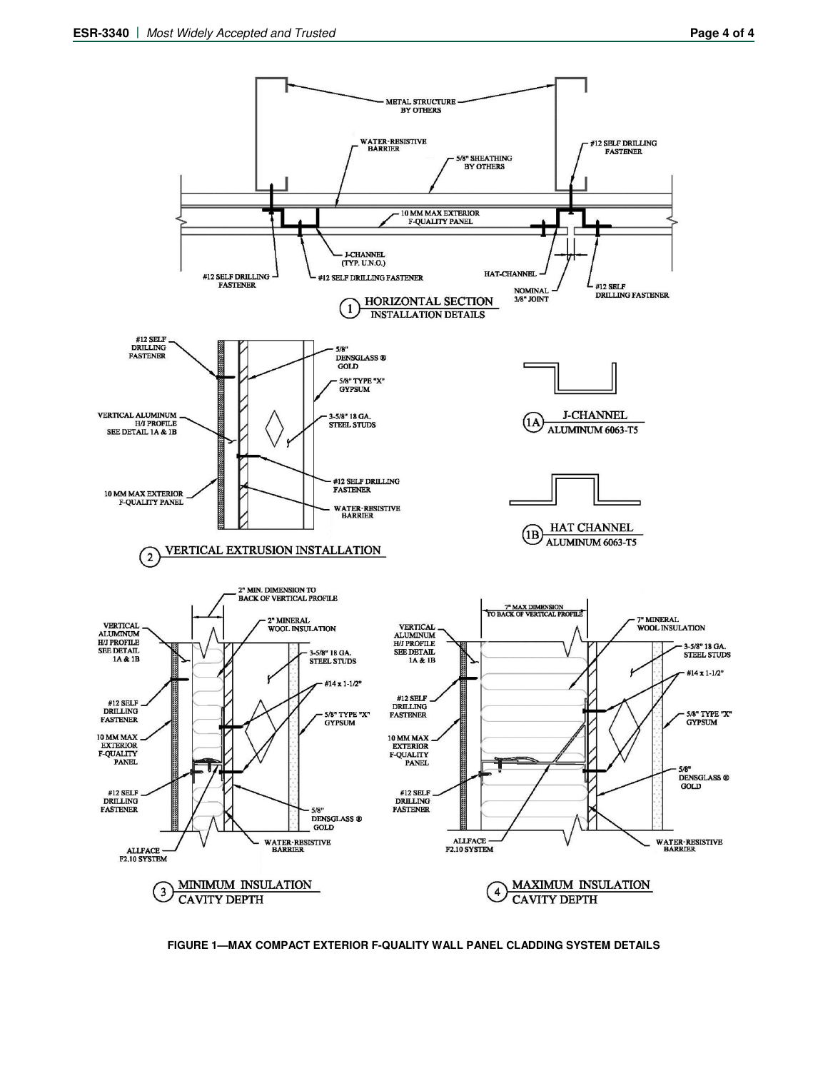METAL STRUCTURE BY OTHERS

WATER-RESISTIVE BARRIER

5/8" SHEATHING BY OTHERS

#12 SELF DRILLING FASTENER

10 MM MAX EXTERIOR F-QUALITY PANEL

J-CHANNEL (TYP. U.N.O.)

#12 SELF DRILLING FASTENER

#12 SELF DRILLING FASTENER

HAT-CHANNEL

NOMINAL 3/8" JOINT

#12 SELF DRILLING FASTENER

1 HORIZONTAL SECTION
INSTALLATION DETAILS

#12 SELF DRILLING FASTENER

5/8" DENSGLASS ® GOLD

5/8" TYPE "X" GYPSUM

VERTICAL ALUMINUM H/J PROFILE SEE DETAIL 1A & 1B

3-5/8" 18 GA. STEEL STUDS

#12 SELF DRILLING FASTENER

10 MM MAX EXTERIOR F-QUALITY PANEL

WATER-RESISTIVE BARRIER

2 VERTICAL EXTRUSION INSTALLATION

1A J-CHANNEL
ALUMINUM 6063-T5

1B HAT CHANNEL
ALUMINUM 6063-T5

2" MIN. DIMENSION TO BACK OF VERTICAL PROFILE

2" MINERAL WOOL INSULATION

VERTICAL ALUMINUM H/J PROFILE SEE DETAIL 1A & 1B

3-5/8" 18 GA. STEEL STUDS

#14 x 1-1/2"

#12 SELF DRILLING FASTENER

5/8" TYPE "X" GYPSUM

10 MM MAX EXTERIOR F-QUALITY PANEL

#12 SELF DRILLING FASTENER

5/8" DENSGLASS ® GOLD

ALLFACE F2.10 SYSTEM

WATER-RESISTIVE BARRIER

3 MINIMUM INSULATION
CAVITY DEPTH

7" MAX DIMENSION TO BACK OF VERTICAL PROFILE

7" MINERAL WOOL INSULATION

VERTICAL ALUMINUM H/J PROFILE SEE DETAIL 1A & 1B

3-5/8" 18 GA. STEEL STUDS

#14 x 1-1/2"

#12 SELF DRILLING FASTENER

5/8" TYPE "X" GYPSUM

10 MM MAX EXTERIOR F-QUALITY PANEL

5/8" DENSGLASS ® GOLD

#12 SELF DRILLING FASTENER

ALLFACE F2.10 SYSTEM

WATER-RESISTIVE BARRIER

4 MAXIMUM INSULATION
CAVITY DEPTH

**FIGURE 1—MAX COMPACT EXTERIOR F-QUALITY WALL PANEL CLADDING SYSTEM DETAILS**